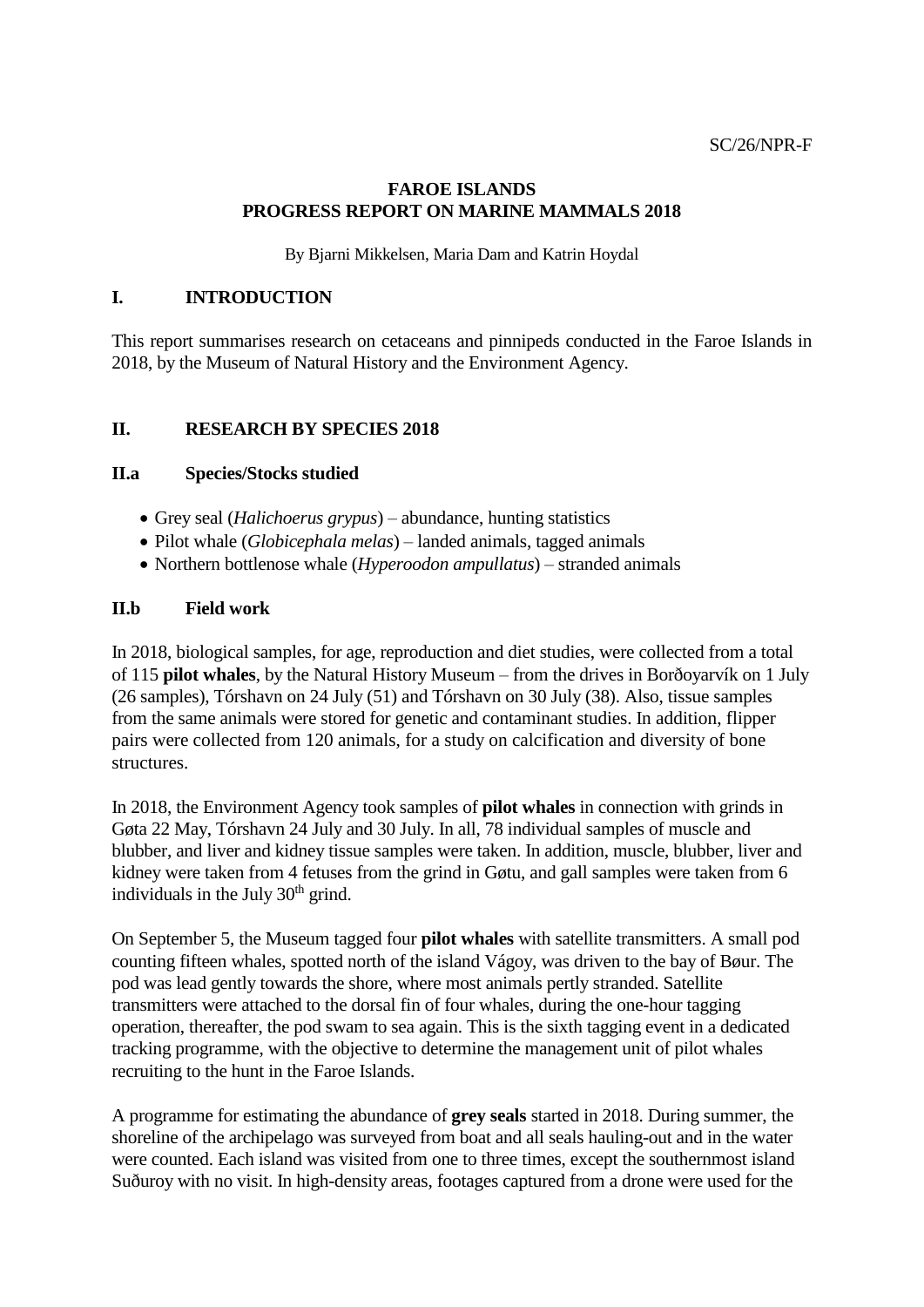SC/26/NPR-F

# FAROE ISLANDS
# PROGRESS REPORT ON MARINE MAMMALS 2018

By Bjarni Mikkelsen, Maria Dam and Katrin Hoydal

## I. INTRODUCTION

This report summarises research on cetaceans and pinnipeds conducted in the Faroe Islands in 2018, by the Museum of Natural History and the Environment Agency.

## II. RESEARCH BY SPECIES 2018

### II.a Species/Stocks studied

- Grey seal (*Halichoerus grypus*) – abundance, hunting statistics
- Pilot whale (*Globicephala melas*) – landed animals, tagged animals
- Northern bottlenose whale (*Hyperoodon ampullatus*) – stranded animals

### II.b Field work

In 2018, biological samples, for age, reproduction and diet studies, were collected from a total of 115 **pilot whales**, by the Natural History Museum – from the drives in Borðoyarvík on 1 July (26 samples), Tórshavn on 24 July (51) and Tórshavn on 30 July (38). Also, tissue samples from the same animals were stored for genetic and contaminant studies. In addition, flipper pairs were collected from 120 animals, for a study on calcification and diversity of bone structures.

In 2018, the Environment Agency took samples of **pilot whales** in connection with grinds in Gøta 22 May, Tórshavn 24 July and 30 July. In all, 78 individual samples of muscle and blubber, and liver and kidney tissue samples were taken. In addition, muscle, blubber, liver and kidney were taken from 4 fetuses from the grind in Gøtu, and gall samples were taken from 6 individuals in the July 30$^{th}$ grind.

On September 5, the Museum tagged four **pilot whales** with satellite transmitters. A small pod counting fifteen whales, spotted north of the island Vágoy, was driven to the bay of Bøur. The pod was lead gently towards the shore, where most animals pertly stranded. Satellite transmitters were attached to the dorsal fin of four whales, during the one-hour tagging operation, thereafter, the pod swam to sea again. This is the sixth tagging event in a dedicated tracking programme, with the objective to determine the management unit of pilot whales recruiting to the hunt in the Faroe Islands.

A programme for estimating the abundance of **grey seals** started in 2018. During summer, the shoreline of the archipelago was surveyed from boat and all seals hauling-out and in the water were counted. Each island was visited from one to three times, except the southernmost island Suðuroy with no visit. In high-density areas, footages captured from a drone were used for the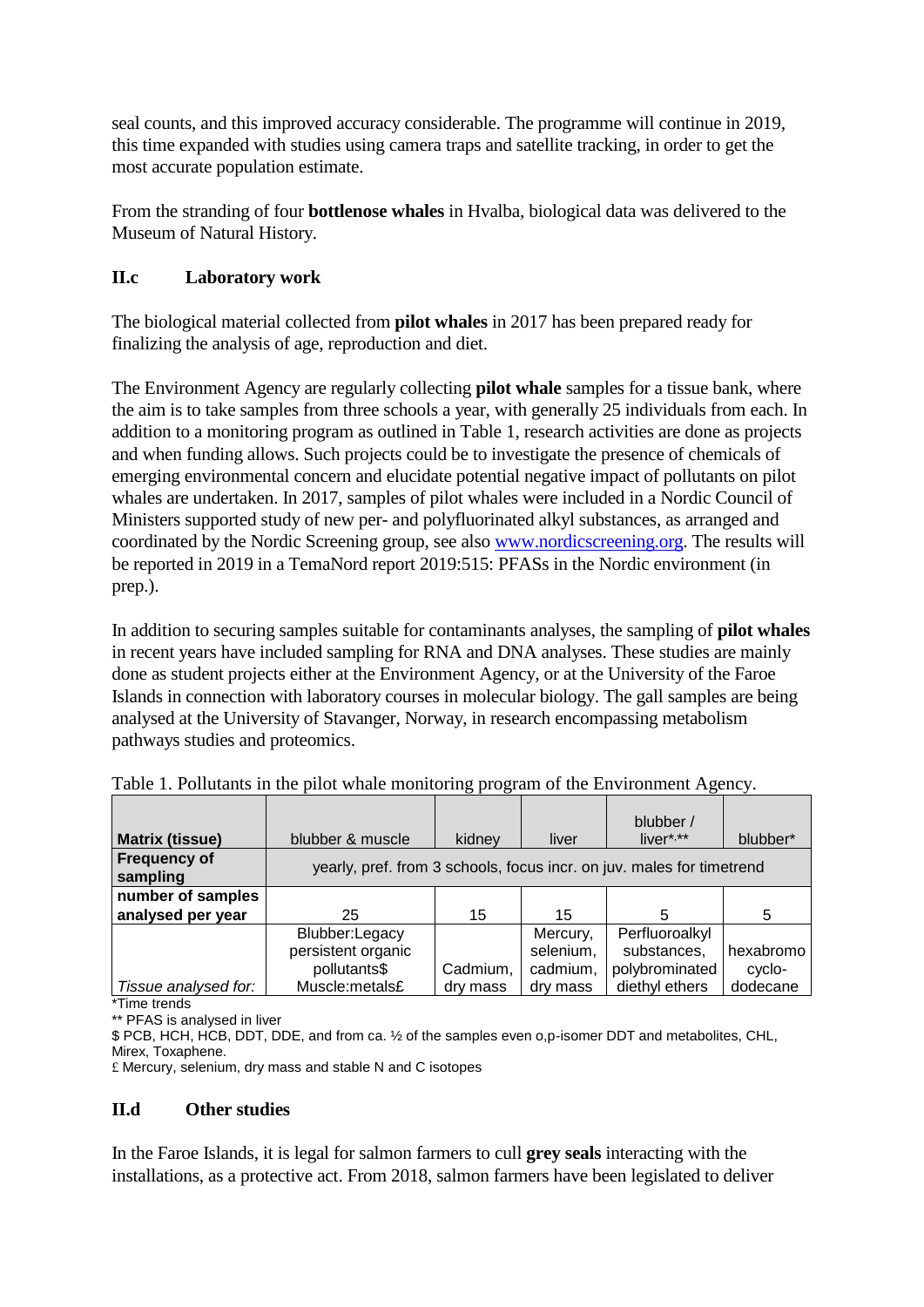seal counts, and this improved accuracy considerable. The programme will continue in 2019, this time expanded with studies using camera traps and satellite tracking, in order to get the most accurate population estimate.

From the stranding of four **bottlenose whales** in Hvalba, biological data was delivered to the Museum of Natural History.

### II.c Laboratory work

The biological material collected from **pilot whales** in 2017 has been prepared ready for finalizing the analysis of age, reproduction and diet.

The Environment Agency are regularly collecting **pilot whale** samples for a tissue bank, where the aim is to take samples from three schools a year, with generally 25 individuals from each. In addition to a monitoring program as outlined in Table 1, research activities are done as projects and when funding allows. Such projects could be to investigate the presence of chemicals of emerging environmental concern and elucidate potential negative impact of pollutants on pilot whales are undertaken. In 2017, samples of pilot whales were included in a Nordic Council of Ministers supported study of new per- and polyfluorinated alkyl substances, as arranged and coordinated by the Nordic Screening group, see also [www.nordicscreening.org](http://www.nordicscreening.org). The results will be reported in 2019 in a TemaNord report 2019:515: PFASs in the Nordic environment (in prep.).

In addition to securing samples suitable for contaminants analyses, the sampling of **pilot whales** in recent years have included sampling for RNA and DNA analyses. These studies are mainly done as student projects either at the Environment Agency, or at the University of the Faroe Islands in connection with laboratory courses in molecular biology. The gall samples are being analysed at the University of Stavanger, Norway, in research encompassing metabolism pathways studies and proteomics.

Table 1. Pollutants in the pilot whale monitoring program of the Environment Agency.

| **Matrix (tissue)** | blubber & muscle | kidney | liver | blubber / liver*,** | blubber* |
|---|---|---|---|---|---|
| **Frequency of sampling** | yearly, pref. from 3 schools, focus incr. on juv. males for timetrend | | | | |
| **number of samples analysed per year** | 25 | 15 | 15 | 5 | 5 |
| *Tissue analysed for:* | Blubber:Legacy persistent organic pollutants$ Muscle:metals£ | Cadmium, dry mass | Mercury, selenium, cadmium, dry mass | Perfluoroalkyl substances, polybrominated diethyl ethers | hexabromo cyclo-dodecane |

*Time trends
** PFAS is analysed in liver
$ PCB, HCH, HCB, DDT, DDE, and from ca. ½ of the samples even o,p-isomer DDT and metabolites, CHL, Mirex, Toxaphene.
£ Mercury, selenium, dry mass and stable N and C isotopes

### II.d Other studies

In the Faroe Islands, it is legal for salmon farmers to cull **grey seals** interacting with the installations, as a protective act. From 2018, salmon farmers have been legislated to deliver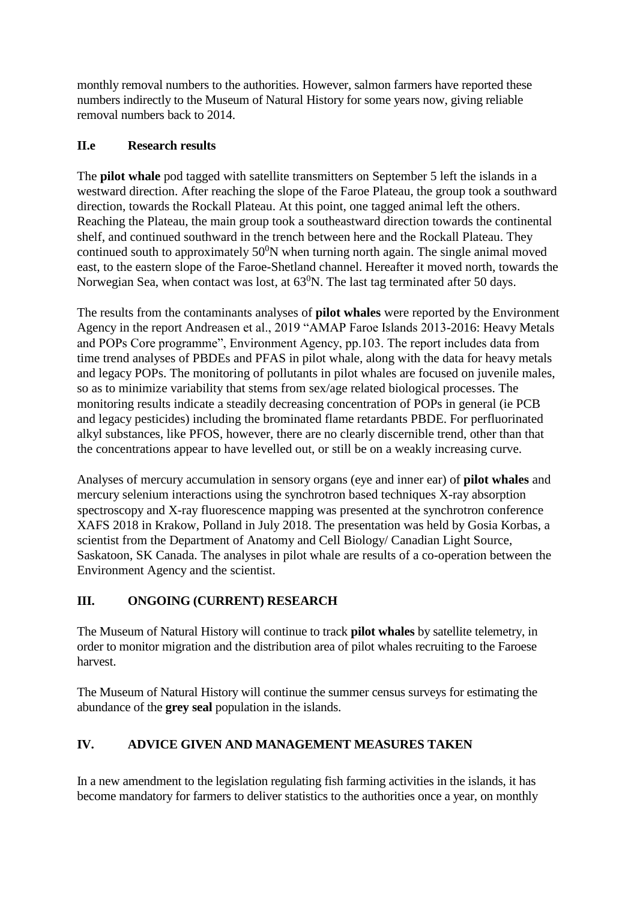monthly removal numbers to the authorities. However, salmon farmers have reported these numbers indirectly to the Museum of Natural History for some years now, giving reliable removal numbers back to 2014.

## II.e Research results

The **pilot whale** pod tagged with satellite transmitters on September 5 left the islands in a westward direction. After reaching the slope of the Faroe Plateau, the group took a southward direction, towards the Rockall Plateau. At this point, one tagged animal left the others. Reaching the Plateau, the main group took a southeastward direction towards the continental shelf, and continued southward in the trench between here and the Rockall Plateau. They continued south to approximately $50^0$N when turning north again. The single animal moved east, to the eastern slope of the Faroe-Shetland channel. Hereafter it moved north, towards the Norwegian Sea, when contact was lost, at $63^0$N. The last tag terminated after 50 days.

The results from the contaminants analyses of **pilot whales** were reported by the Environment Agency in the report Andreasen et al., 2019 "AMAP Faroe Islands 2013-2016: Heavy Metals and POPs Core programme", Environment Agency, pp.103. The report includes data from time trend analyses of PBDEs and PFAS in pilot whale, along with the data for heavy metals and legacy POPs. The monitoring of pollutants in pilot whales are focused on juvenile males, so as to minimize variability that stems from sex/age related biological processes. The monitoring results indicate a steadily decreasing concentration of POPs in general (ie PCB and legacy pesticides) including the brominated flame retardants PBDE. For perfluorinated alkyl substances, like PFOS, however, there are no clearly discernible trend, other than that the concentrations appear to have levelled out, or still be on a weakly increasing curve.

Analyses of mercury accumulation in sensory organs (eye and inner ear) of **pilot whales** and mercury selenium interactions using the synchrotron based techniques X-ray absorption spectroscopy and X-ray fluorescence mapping was presented at the synchrotron conference XAFS 2018 in Krakow, Polland in July 2018. The presentation was held by Gosia Korbas, a scientist from the Department of Anatomy and Cell Biology/ Canadian Light Source, Saskatoon, SK Canada. The analyses in pilot whale are results of a co-operation between the Environment Agency and the scientist.

# III. ONGOING (CURRENT) RESEARCH

The Museum of Natural History will continue to track **pilot whales** by satellite telemetry, in order to monitor migration and the distribution area of pilot whales recruiting to the Faroese harvest.

The Museum of Natural History will continue the summer census surveys for estimating the abundance of the **grey seal** population in the islands.

# IV. ADVICE GIVEN AND MANAGEMENT MEASURES TAKEN

In a new amendment to the legislation regulating fish farming activities in the islands, it has become mandatory for farmers to deliver statistics to the authorities once a year, on monthly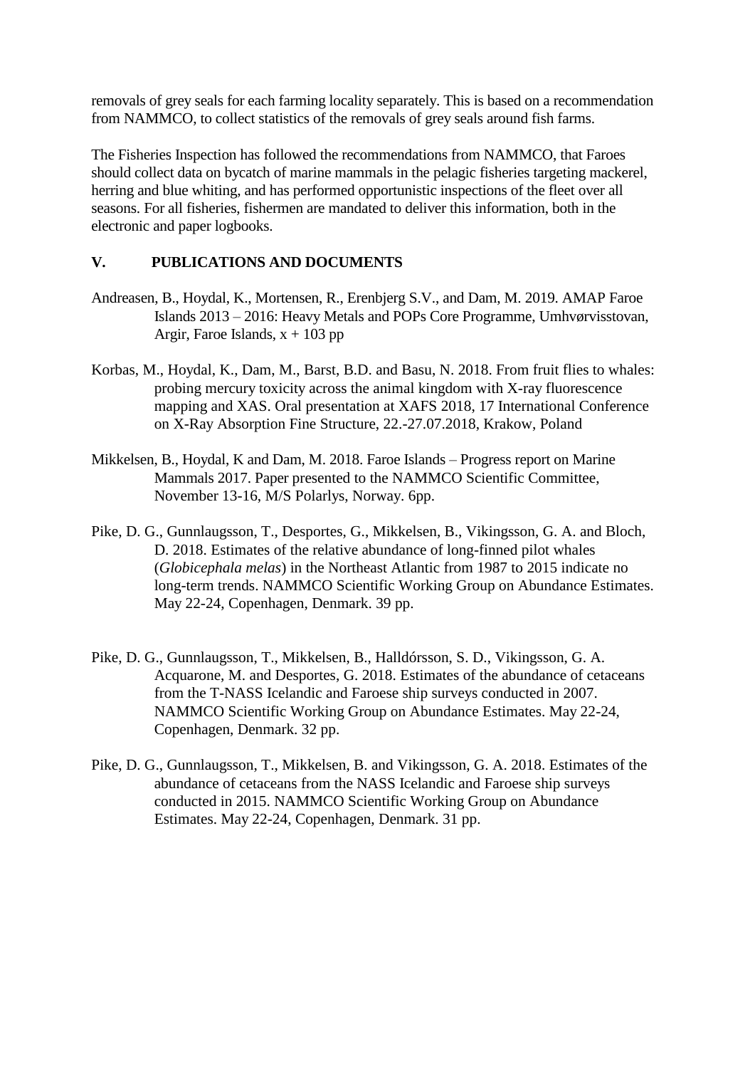removals of grey seals for each farming locality separately. This is based on a recommendation from NAMMCO, to collect statistics of the removals of grey seals around fish farms.

The Fisheries Inspection has followed the recommendations from NAMMCO, that Faroes should collect data on bycatch of marine mammals in the pelagic fisheries targeting mackerel, herring and blue whiting, and has performed opportunistic inspections of the fleet over all seasons. For all fisheries, fishermen are mandated to deliver this information, both in the electronic and paper logbooks.

## V. PUBLICATIONS AND DOCUMENTS

Andreasen, B., Hoydal, K., Mortensen, R., Erenbjerg S.V., and Dam, M. 2019. AMAP Faroe Islands 2013 – 2016: Heavy Metals and POPs Core Programme, Umhvørvisstovan, Argir, Faroe Islands, x + 103 pp

Korbas, M., Hoydal, K., Dam, M., Barst, B.D. and Basu, N. 2018. From fruit flies to whales: probing mercury toxicity across the animal kingdom with X-ray fluorescence mapping and XAS. Oral presentation at XAFS 2018, 17 International Conference on X-Ray Absorption Fine Structure, 22.-27.07.2018, Krakow, Poland

Mikkelsen, B., Hoydal, K and Dam, M. 2018. Faroe Islands – Progress report on Marine Mammals 2017. Paper presented to the NAMMCO Scientific Committee, November 13-16, M/S Polarlys, Norway. 6pp.

Pike, D. G., Gunnlaugsson, T., Desportes, G., Mikkelsen, B., Vikingsson, G. A. and Bloch, D. 2018. Estimates of the relative abundance of long-finned pilot whales (*Globicephala melas*) in the Northeast Atlantic from 1987 to 2015 indicate no long-term trends. NAMMCO Scientific Working Group on Abundance Estimates. May 22-24, Copenhagen, Denmark. 39 pp.

Pike, D. G., Gunnlaugsson, T., Mikkelsen, B., Halldórsson, S. D., Vikingsson, G. A. Acquarone, M. and Desportes, G. 2018. Estimates of the abundance of cetaceans from the T-NASS Icelandic and Faroese ship surveys conducted in 2007. NAMMCO Scientific Working Group on Abundance Estimates. May 22-24, Copenhagen, Denmark. 32 pp.

Pike, D. G., Gunnlaugsson, T., Mikkelsen, B. and Vikingsson, G. A. 2018. Estimates of the abundance of cetaceans from the NASS Icelandic and Faroese ship surveys conducted in 2015. NAMMCO Scientific Working Group on Abundance Estimates. May 22-24, Copenhagen, Denmark. 31 pp.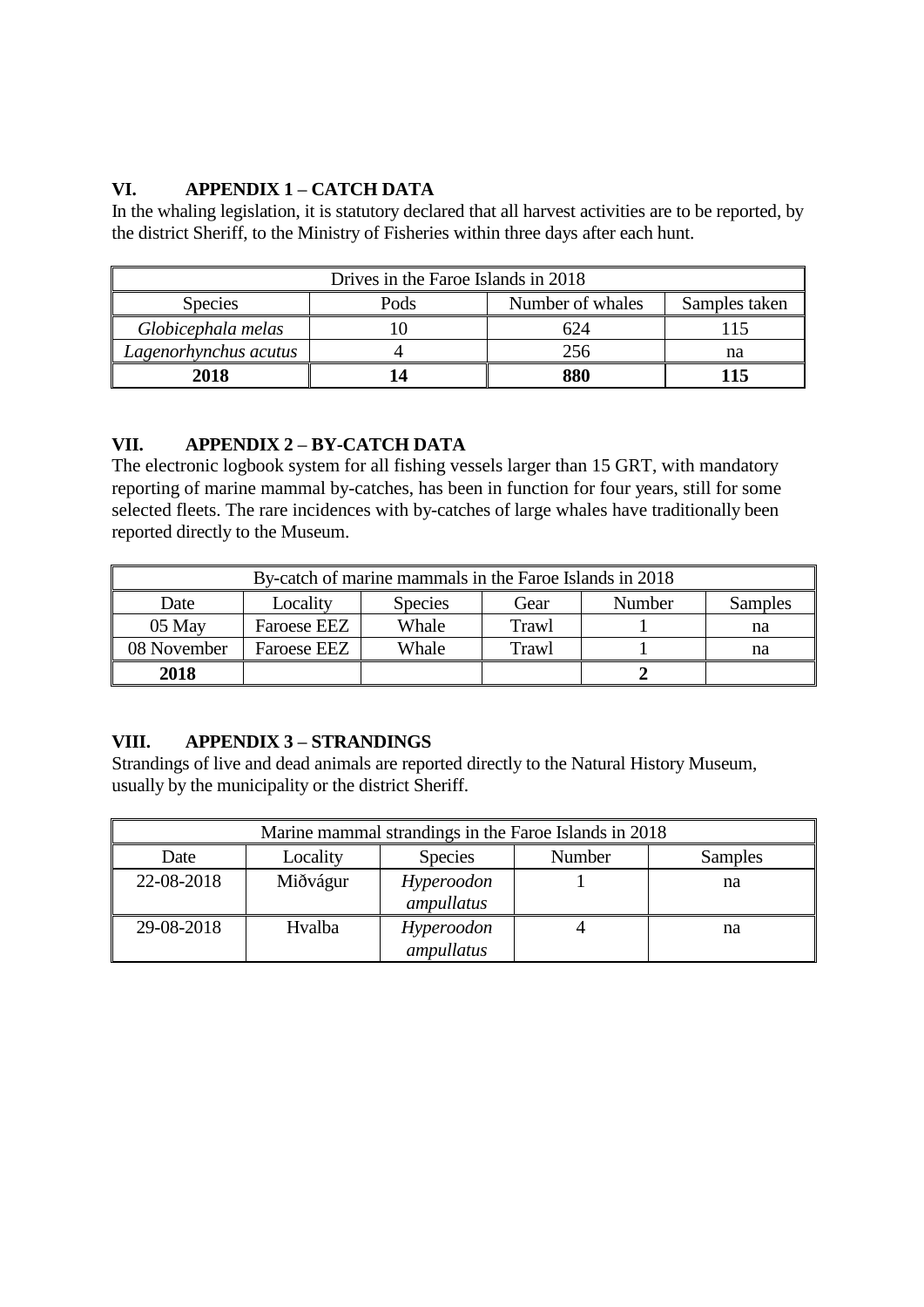## VI. APPENDIX 1 – CATCH DATA

In the whaling legislation, it is statutory declared that all harvest activities are to be reported, by the district Sheriff, to the Ministry of Fisheries within three days after each hunt.

| Drives in the Faroe Islands in 2018 | | | |
|---|---|---|---|
| Species | Pods | Number of whales | Samples taken |
| *Globicephala melas* | 10 | 624 | 115 |
| *Lagenorhynchus acutus* | 4 | 256 | na |
| **2018** | **14** | **880** | **115** |

## VII. APPENDIX 2 – BY-CATCH DATA

The electronic logbook system for all fishing vessels larger than 15 GRT, with mandatory reporting of marine mammal by-catches, has been in function for four years, still for some selected fleets. The rare incidences with by-catches of large whales have traditionally been reported directly to the Museum.

| By-catch of marine mammals in the Faroe Islands in 2018 | | | | | |
|---|---|---|---|---|---|
| Date | Locality | Species | Gear | Number | Samples |
| 05 May | Faroese EEZ | Whale | Trawl | 1 | na |
| 08 November | Faroese EEZ | Whale | Trawl | 1 | na |
| **2018** | | | | **2** | |

## VIII. APPENDIX 3 – STRANDINGS

Strandings of live and dead animals are reported directly to the Natural History Museum, usually by the municipality or the district Sheriff.

| Marine mammal strandings in the Faroe Islands in 2018 | | | | |
|---|---|---|---|---|
| Date | Locality | Species | Number | Samples |
| 22-08-2018 | Miðvágur | *Hyperoodon ampullatus* | 1 | na |
| 29-08-2018 | Hvalba | *Hyperoodon ampullatus* | 4 | na |